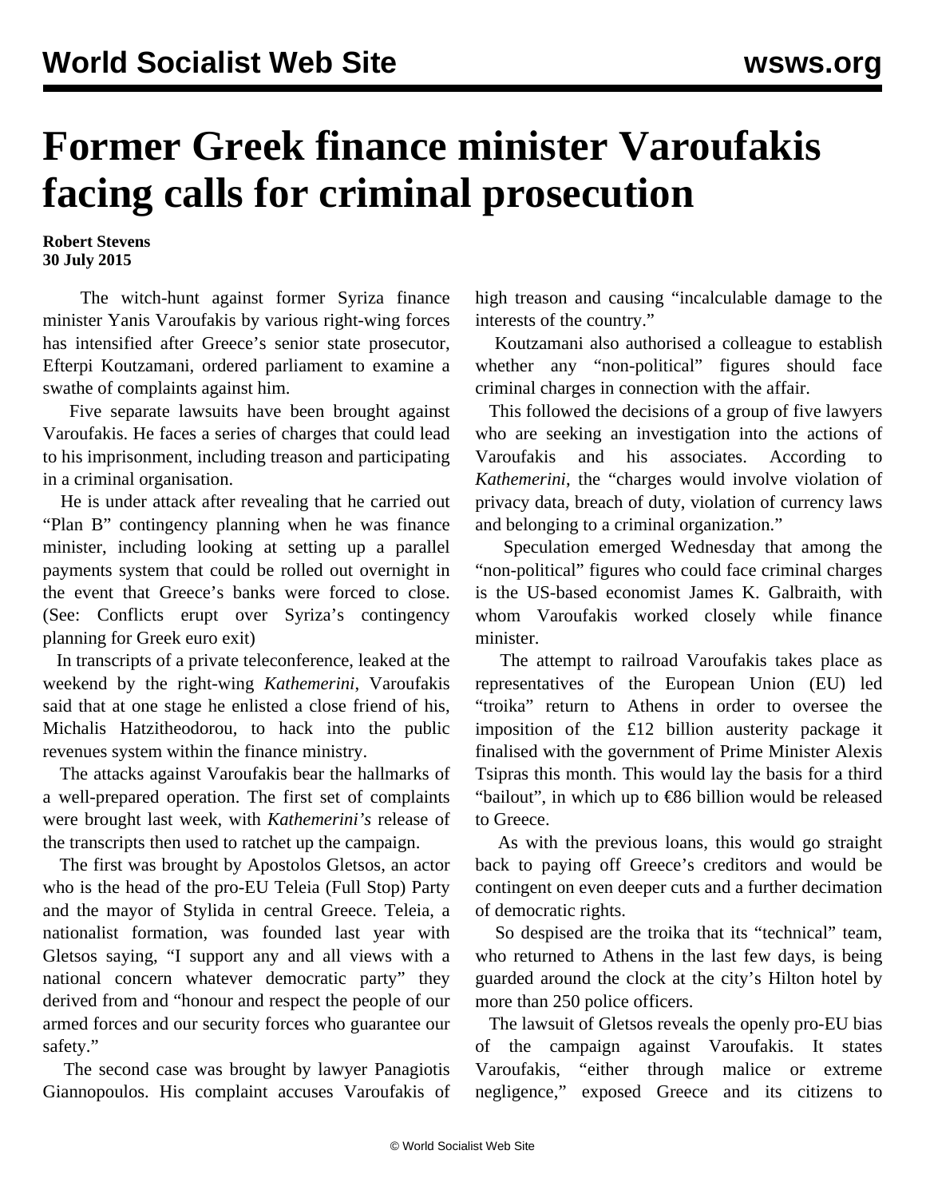# Former Greek finance minister Varoufakis facing calls for criminal prosecution

**Robert Stevens**
**30 July 2015**

The witch-hunt against former Syriza finance minister Yanis Varoufakis by various right-wing forces has intensified after Greece's senior state prosecutor, Efterpi Koutzamani, ordered parliament to examine a swathe of complaints against him.

Five separate lawsuits have been brought against Varoufakis. He faces a series of charges that could lead to his imprisonment, including treason and participating in a criminal organisation.

He is under attack after revealing that he carried out "Plan B" contingency planning when he was finance minister, including looking at setting up a parallel payments system that could be rolled out overnight in the event that Greece's banks were forced to close. (See: Conflicts erupt over Syriza's contingency planning for Greek euro exit)

In transcripts of a private teleconference, leaked at the weekend by the right-wing *Kathemerini*, Varoufakis said that at one stage he enlisted a close friend of his, Michalis Hatzitheodorou, to hack into the public revenues system within the finance ministry.

The attacks against Varoufakis bear the hallmarks of a well-prepared operation. The first set of complaints were brought last week, with *Kathemerini's* release of the transcripts then used to ratchet up the campaign.

The first was brought by Apostolos Gletsos, an actor who is the head of the pro-EU Teleia (Full Stop) Party and the mayor of Stylida in central Greece. Teleia, a nationalist formation, was founded last year with Gletsos saying, "I support any and all views with a national concern whatever democratic party" they derived from and "honour and respect the people of our armed forces and our security forces who guarantee our safety."

The second case was brought by lawyer Panagiotis Giannopoulos. His complaint accuses Varoufakis of high treason and causing "incalculable damage to the interests of the country."

Koutzamani also authorised a colleague to establish whether any "non-political" figures should face criminal charges in connection with the affair.

This followed the decisions of a group of five lawyers who are seeking an investigation into the actions of Varoufakis and his associates. According to *Kathemerini*, the "charges would involve violation of privacy data, breach of duty, violation of currency laws and belonging to a criminal organization."

Speculation emerged Wednesday that among the "non-political" figures who could face criminal charges is the US-based economist James K. Galbraith, with whom Varoufakis worked closely while finance minister.

The attempt to railroad Varoufakis takes place as representatives of the European Union (EU) led "troika" return to Athens in order to oversee the imposition of the £12 billion austerity package it finalised with the government of Prime Minister Alexis Tsipras this month. This would lay the basis for a third "bailout", in which up to €86 billion would be released to Greece.

As with the previous loans, this would go straight back to paying off Greece's creditors and would be contingent on even deeper cuts and a further decimation of democratic rights.

So despised are the troika that its "technical" team, who returned to Athens in the last few days, is being guarded around the clock at the city's Hilton hotel by more than 250 police officers.

The lawsuit of Gletsos reveals the openly pro-EU bias of the campaign against Varoufakis. It states Varoufakis, "either through malice or extreme negligence," exposed Greece and its citizens to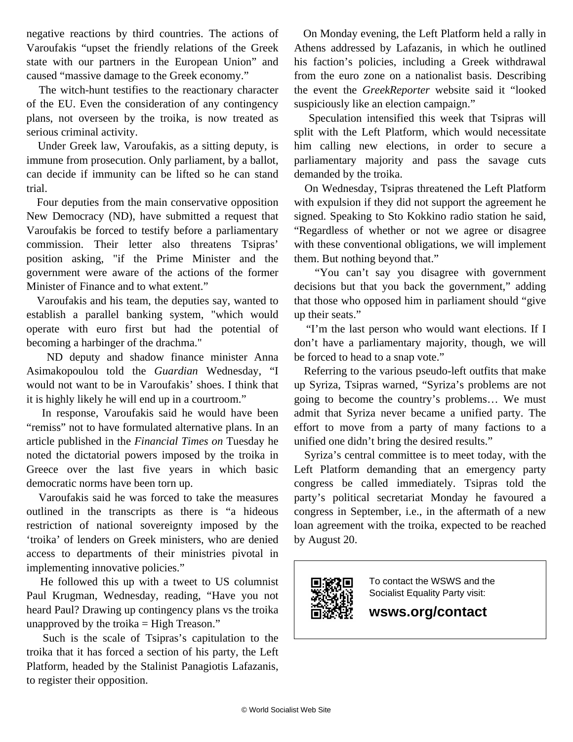negative reactions by third countries. The actions of Varoufakis "upset the friendly relations of the Greek state with our partners in the European Union" and caused "massive damage to the Greek economy."

The witch-hunt testifies to the reactionary character of the EU. Even the consideration of any contingency plans, not overseen by the troika, is now treated as serious criminal activity.

Under Greek law, Varoufakis, as a sitting deputy, is immune from prosecution. Only parliament, by a ballot, can decide if immunity can be lifted so he can stand trial.

Four deputies from the main conservative opposition New Democracy (ND), have submitted a request that Varoufakis be forced to testify before a parliamentary commission. Their letter also threatens Tsipras' position asking, "if the Prime Minister and the government were aware of the actions of the former Minister of Finance and to what extent."

Varoufakis and his team, the deputies say, wanted to establish a parallel banking system, "which would operate with euro first but had the potential of becoming a harbinger of the drachma."

ND deputy and shadow finance minister Anna Asimakopoulou told the *Guardian* Wednesday, "I would not want to be in Varoufakis' shoes. I think that it is highly likely he will end up in a courtroom."

In response, Varoufakis said he would have been "remiss" not to have formulated alternative plans. In an article published in the *Financial Times on* Tuesday he noted the dictatorial powers imposed by the troika in Greece over the last five years in which basic democratic norms have been torn up.

Varoufakis said he was forced to take the measures outlined in the transcripts as there is "a hideous restriction of national sovereignty imposed by the 'troika' of lenders on Greek ministers, who are denied access to departments of their ministries pivotal in implementing innovative policies."

He followed this up with a tweet to US columnist Paul Krugman, Wednesday, reading, "Have you not heard Paul? Drawing up contingency plans vs the troika unapproved by the troika = High Treason."

Such is the scale of Tsipras's capitulation to the troika that it has forced a section of his party, the Left Platform, headed by the Stalinist Panagiotis Lafazanis, to register their opposition.

On Monday evening, the Left Platform held a rally in Athens addressed by Lafazanis, in which he outlined his faction's policies, including a Greek withdrawal from the euro zone on a nationalist basis. Describing the event the *GreekReporter* website said it "looked suspiciously like an election campaign."

Speculation intensified this week that Tsipras will split with the Left Platform, which would necessitate him calling new elections, in order to secure a parliamentary majority and pass the savage cuts demanded by the troika.

On Wednesday, Tsipras threatened the Left Platform with expulsion if they did not support the agreement he signed. Speaking to Sto Kokkino radio station he said, "Regardless of whether or not we agree or disagree with these conventional obligations, we will implement them. But nothing beyond that."

"You can't say you disagree with government decisions but that you back the government," adding that those who opposed him in parliament should "give up their seats."

"I'm the last person who would want elections. If I don't have a parliamentary majority, though, we will be forced to head to a snap vote."

Referring to the various pseudo-left outfits that make up Syriza, Tsipras warned, "Syriza's problems are not going to become the country's problems… We must admit that Syriza never became a unified party. The effort to move from a party of many factions to a unified one didn't bring the desired results."

Syriza's central committee is to meet today, with the Left Platform demanding that an emergency party congress be called immediately. Tsipras told the party's political secretariat Monday he favoured a congress in September, i.e., in the aftermath of a new loan agreement with the troika, expected to be reached by August 20.

To contact the WSWS and the Socialist Equality Party visit:

**wsws.org/contact**